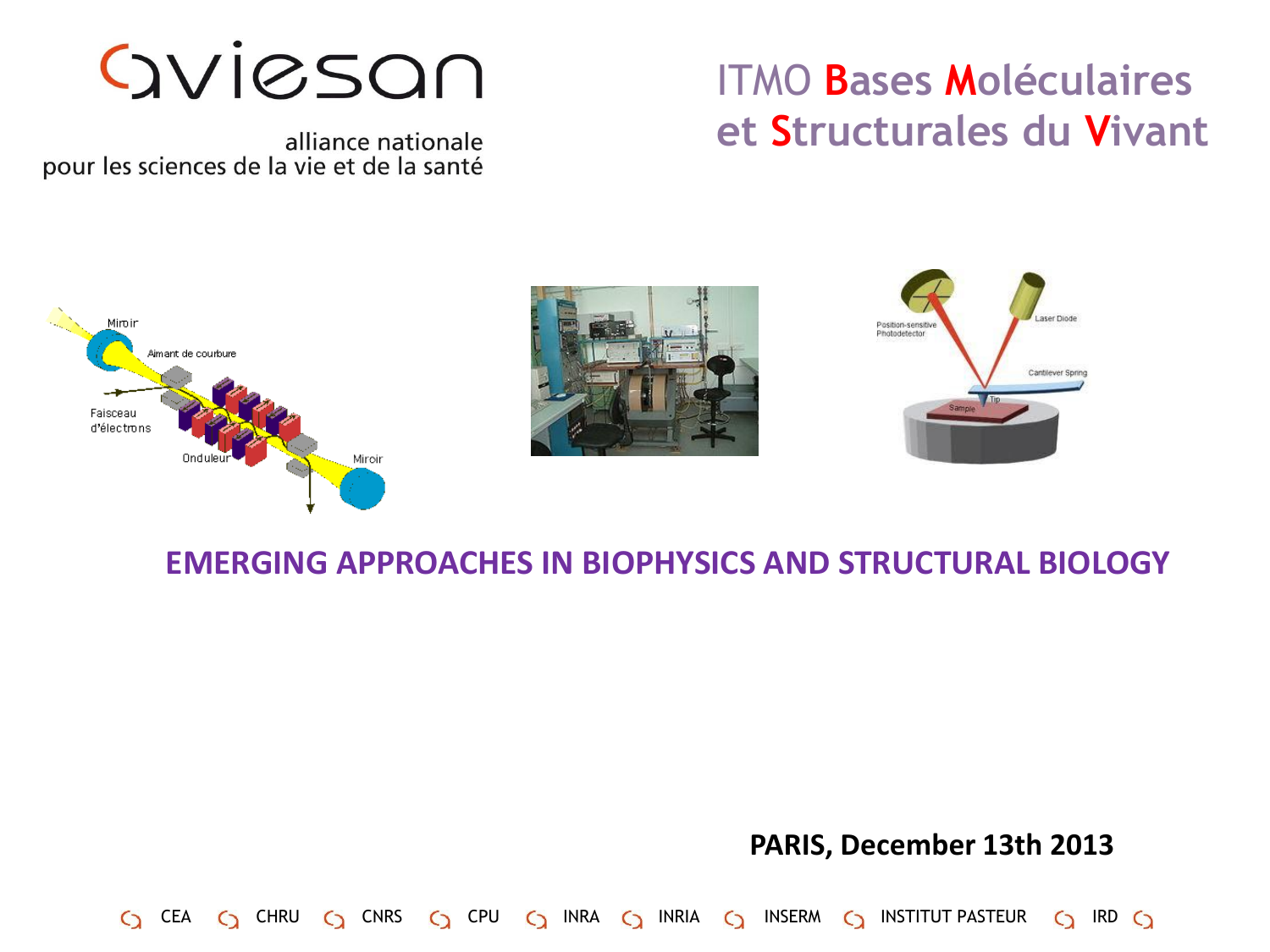aviesan

alliance nationale
pour les sciences de la vie et de la santé

# ITMO Bases Moléculaires et Structurales du Vivant

## EMERGING APPROACHES IN BIOPHYSICS AND STRUCTURAL BIOLOGY

**PARIS, December 13th 2013**

CEA · CHRU · CNRS · CPU · INRA · INRIA · INSERM · INSTITUT PASTEUR · IRD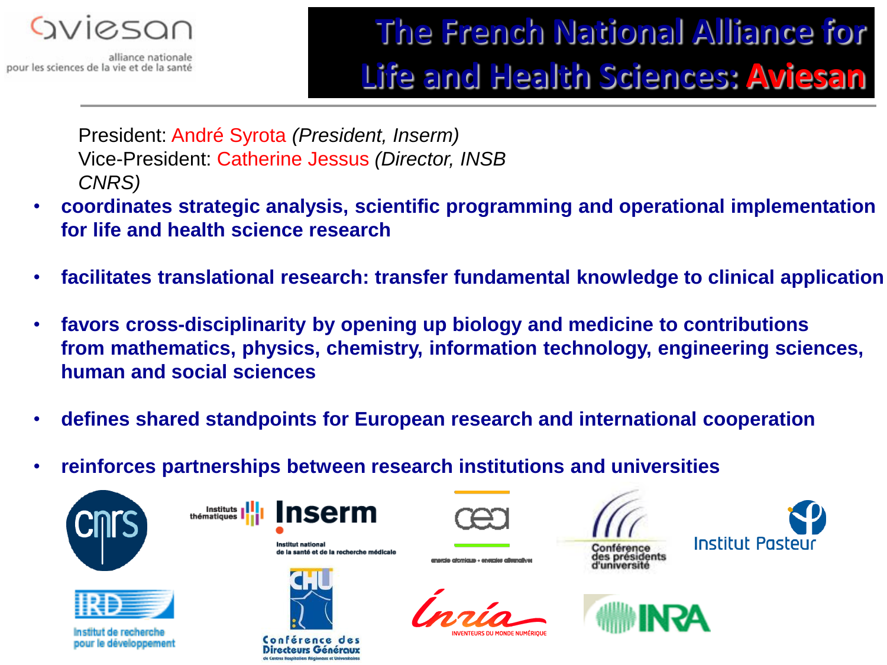aviesan

alliance nationale pour les sciences de la vie et de la santé

# The French National Alliance for Life and Health Sciences: Aviesan

President: André Syrota *(President, Inserm)*
Vice-President: Catherine Jessus *(Director, INSB CNRS)*

- **coordinates strategic analysis, scientific programming and operational implementation for life and health science research**
- **facilitates translational research: transfer fundamental knowledge to clinical application**
- **favors cross-disciplinarity by opening up biology and medicine to contributions from mathematics, physics, chemistry, information technology, engineering sciences, human and social sciences**
- **defines shared standpoints for European research and international cooperation**
- **reinforces partnerships between research institutions and universities**

CNRS · Instituts thématiques Inserm – Institut national de la santé et de la recherche médicale · CEA – énergie atomique • énergies alternatives · Conférence des présidents d'université · Institut Pasteur · IRD – Institut de recherche pour le développement · CHU – Conférence des Directeurs Généraux de Centres Hospitaliers Régionaux et Universitaires · Inria – Inventeurs du monde numérique · INRA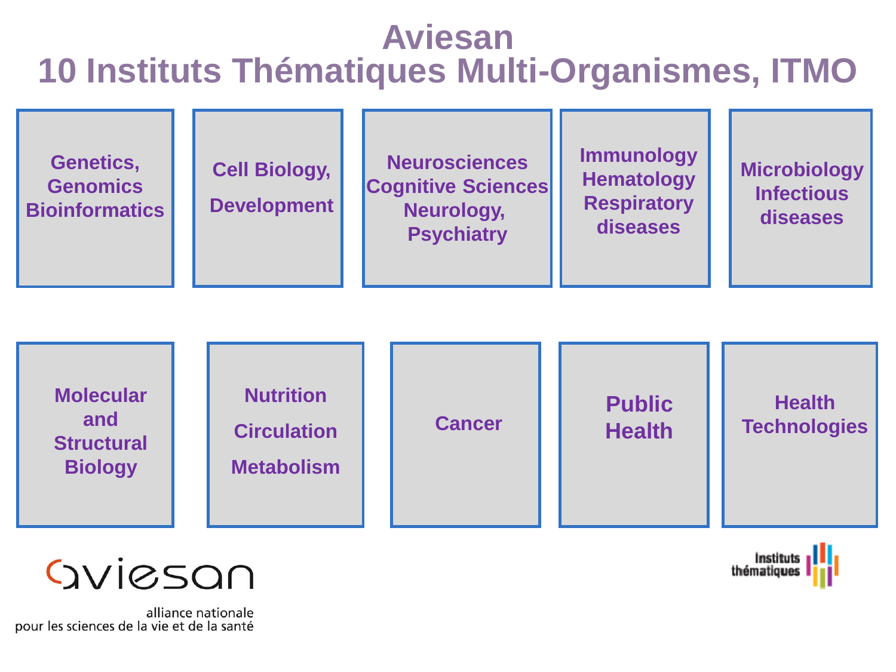# Aviesan
## 10 Instituts Thématiques Multi-Organismes, ITMO

- Genetics, Genomics Bioinformatics
- Cell Biology, Development
- Neurosciences Cognitive Sciences Neurology, Psychiatry
- Immunology Hematology Respiratory diseases
- Microbiology Infectious diseases
- Molecular and Structural Biology
- Nutrition Circulation Metabolism
- Cancer
- Public Health
- Health Technologies

aviesan

alliance nationale
pour les sciences de la vie et de la santé

Instituts thématiques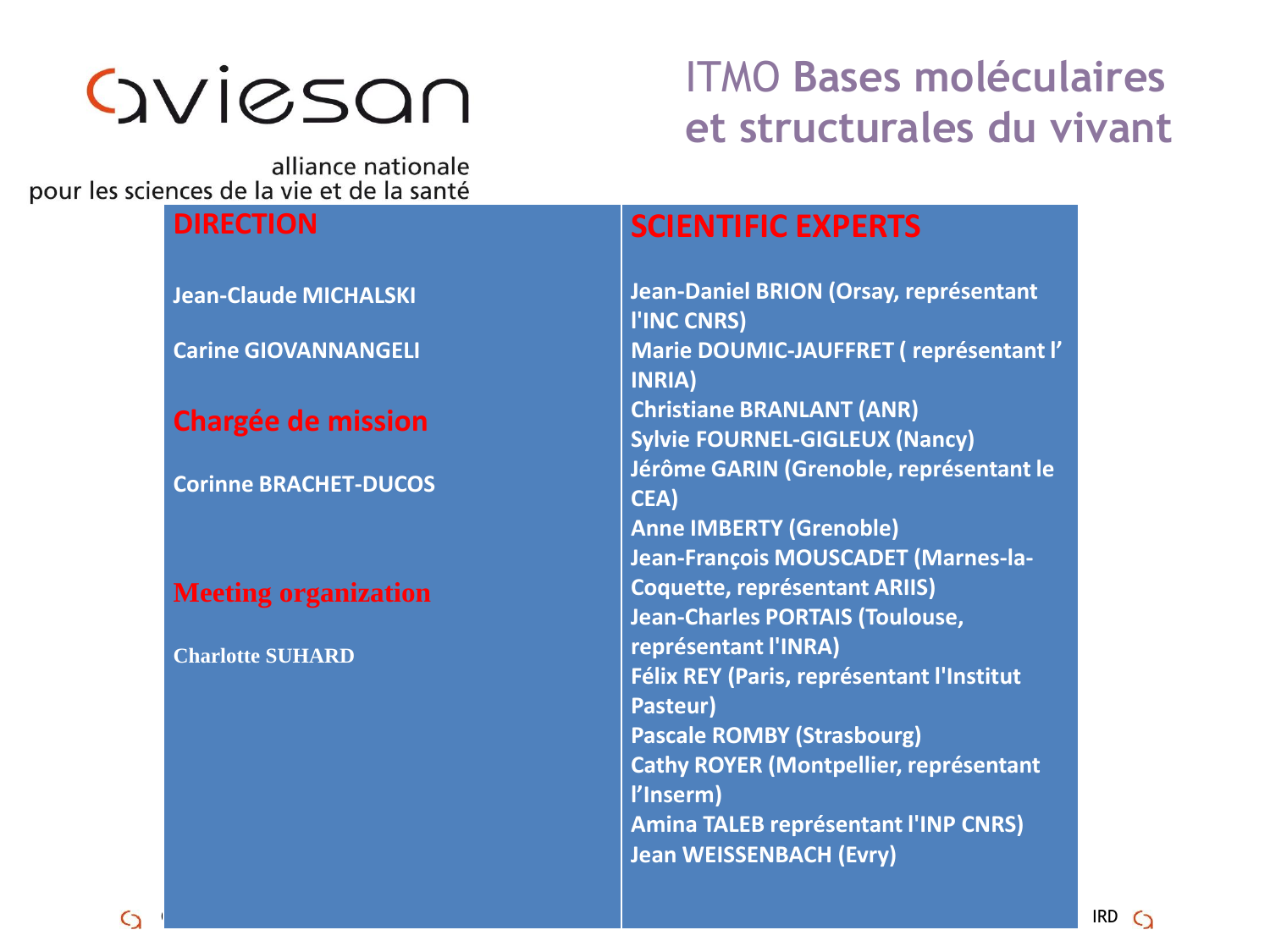aviesan

alliance nationale
pour les sciences de la vie et de la santé

# ITMO Bases moléculaires et structurales du vivant

## DIRECTION

Jean-Claude MICHALSKI

Carine GIOVANNANGELI

## Chargée de mission

Corinne BRACHET-DUCOS

## Meeting organization

Charlotte SUHARD

## SCIENTIFIC EXPERTS

Jean-Daniel BRION (Orsay, représentant l'INC CNRS)
Marie DOUMIC-JAUFFRET ( représentant l' INRIA)
Christiane BRANLANT (ANR)
Sylvie FOURNEL-GIGLEUX (Nancy)
Jérôme GARIN (Grenoble, représentant le CEA)
Anne IMBERTY (Grenoble)
Jean-François MOUSCADET (Marnes-la-Coquette, représentant ARIIS)
Jean-Charles PORTAIS (Toulouse, représentant l'INRA)
Félix REY (Paris, représentant l'Institut Pasteur)
Pascale ROMBY (Strasbourg)
Cathy ROYER (Montpellier, représentant l'Inserm)
Amina TALEB représentant l'INP CNRS)
Jean WEISSENBACH (Evry)

IRD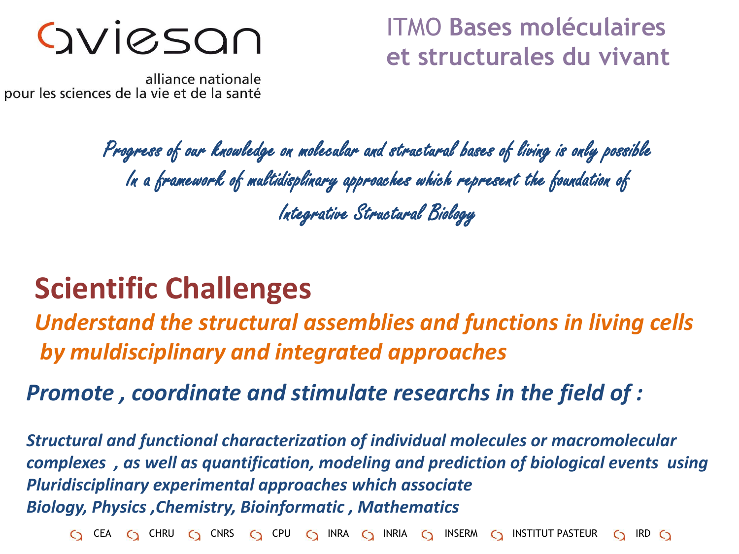aviesan

alliance nationale
pour les sciences de la vie et de la santé

ITMO **Bases moléculaires et structurales du vivant**

*Progress of our knowledge on molecular and structural bases of living is only possible In a framework of multidisplinary approaches which represent the foundation of Integrative Structural Biology*

# Scientific Challenges

***Understand the structural assemblies and functions in living cells by muldisciplinary and integrated approaches***

## *Promote , coordinate and stimulate researchs in the field of :*

***Structural and functional characterization of individual molecules or macromolecular complexes , as well as quantification, modeling and prediction of biological events using Pluridisciplinary experimental approaches which associate Biology, Physics ,Chemistry, Bioinformatic , Mathematics***

CEA · CHRU · CNRS · CPU · INRA · INRIA · INSERM · INSTITUT PASTEUR · IRD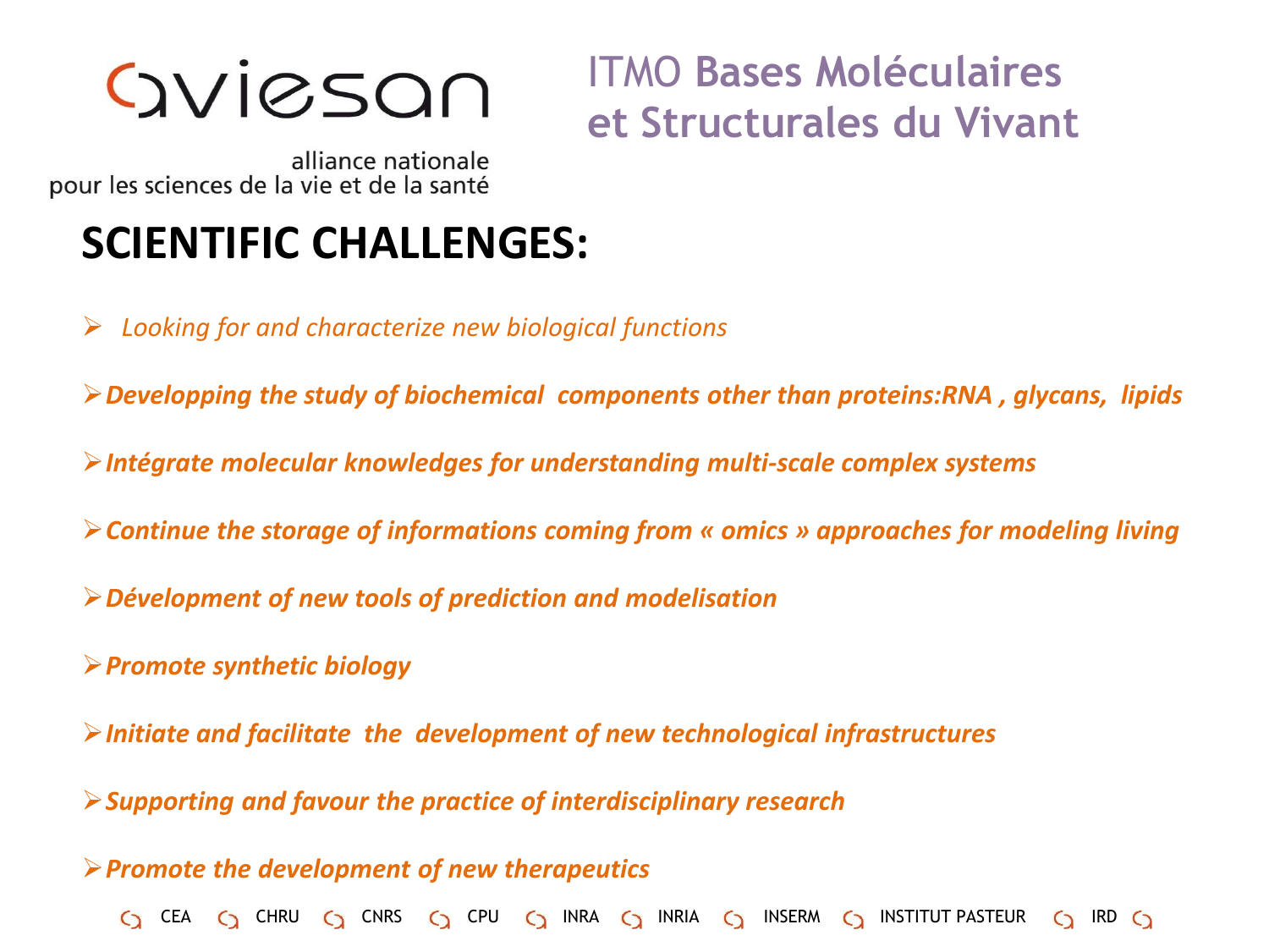aviesan

alliance nationale
pour les sciences de la vie et de la santé

ITMO **Bases Moléculaires et Structurales du Vivant**

# SCIENTIFIC CHALLENGES:

- *Looking for and characterize new biological functions*
- ***Developping the study of biochemical components other than proteins:RNA , glycans, lipids***
- ***Intégrate molecular knowledges for understanding multi-scale complex systems***
- ***Continue the storage of informations coming from « omics » approaches for modeling living***
- ***Dévelopment of new tools of prediction and modelisation***
- ***Promote synthetic biology***
- ***Initiate and facilitate the development of new technological infrastructures***
- ***Supporting and favour the practice of interdisciplinary research***
- ***Promote the development of new therapeutics***

CEA · CHRU · CNRS · CPU · INRA · INRIA · INSERM · INSTITUT PASTEUR · IRD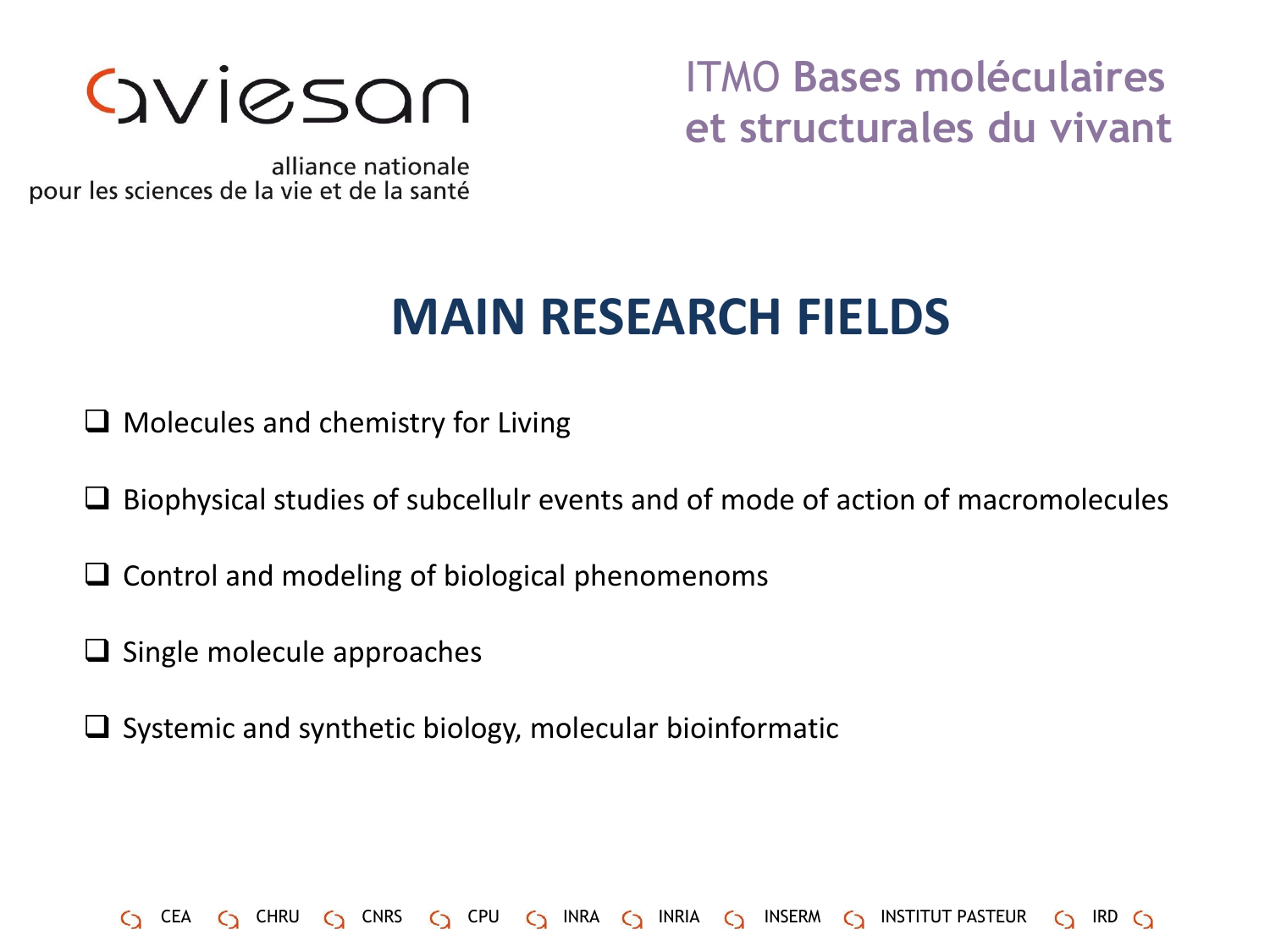aviesan

alliance nationale
pour les sciences de la vie et de la santé

ITMO **Bases moléculaires et structurales du vivant**

# MAIN RESEARCH FIELDS

- Molecules and chemistry for Living
- Biophysical studies of subcellulr events and of mode of action of macromolecules
- Control and modeling of biological phenomenoms
- Single molecule approaches
- Systemic and synthetic biology, molecular bioinformatic

CEA · CHRU · CNRS · CPU · INRA · INRIA · INSERM · INSTITUT PASTEUR · IRD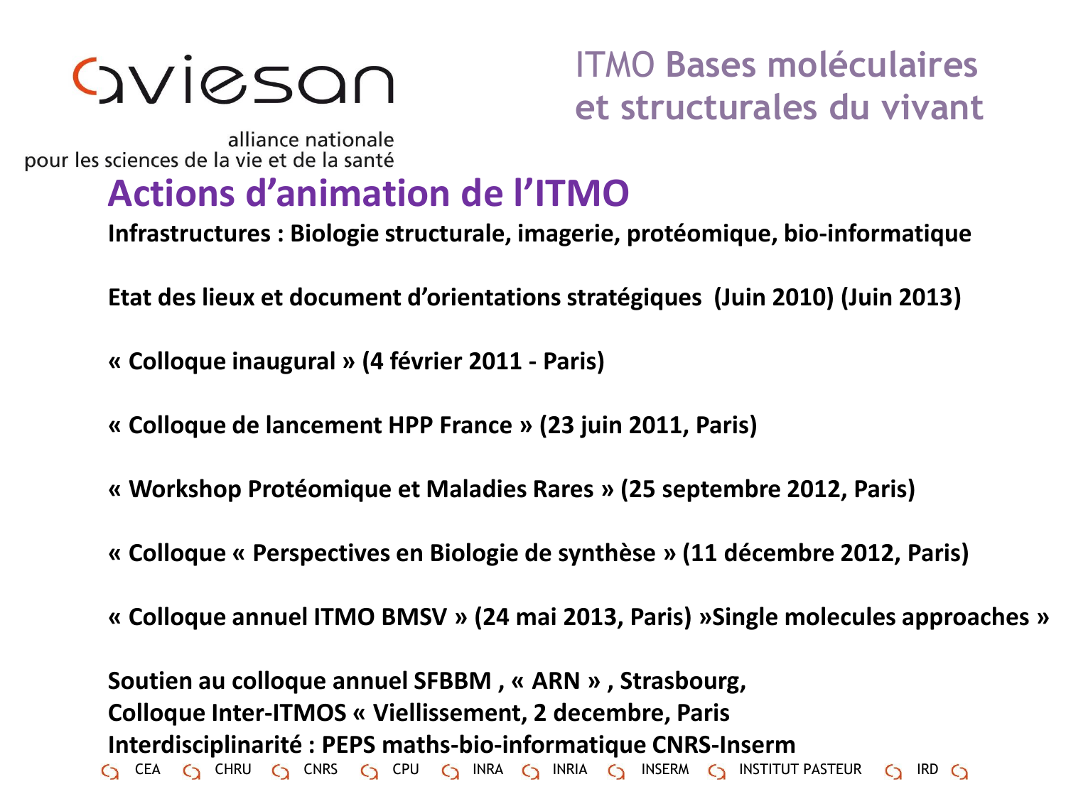aviesan

alliance nationale
pour les sciences de la vie et de la santé

ITMO **Bases moléculaires et structurales du vivant**

# Actions d'animation de l'ITMO

**Infrastructures : Biologie structurale, imagerie, protéomique, bio-informatique**

**Etat des lieux et document d'orientations stratégiques (Juin 2010) (Juin 2013)**

**« Colloque inaugural » (4 février 2011 - Paris)**

**« Colloque de lancement HPP France » (23 juin 2011, Paris)**

**« Workshop Protéomique et Maladies Rares » (25 septembre 2012, Paris)**

**« Colloque « Perspectives en Biologie de synthèse » (11 décembre 2012, Paris)**

**« Colloque annuel ITMO BMSV » (24 mai 2013, Paris) »Single molecules approaches »**

**Soutien au colloque annuel SFBBM , « ARN » , Strasbourg,**
**Colloque Inter-ITMOS « Viellissement, 2 decembre, Paris**
**Interdisciplinarité : PEPS maths-bio-informatique CNRS-Inserm**

CEA · CHRU · CNRS · CPU · INRA · INRIA · INSERM · INSTITUT PASTEUR · IRD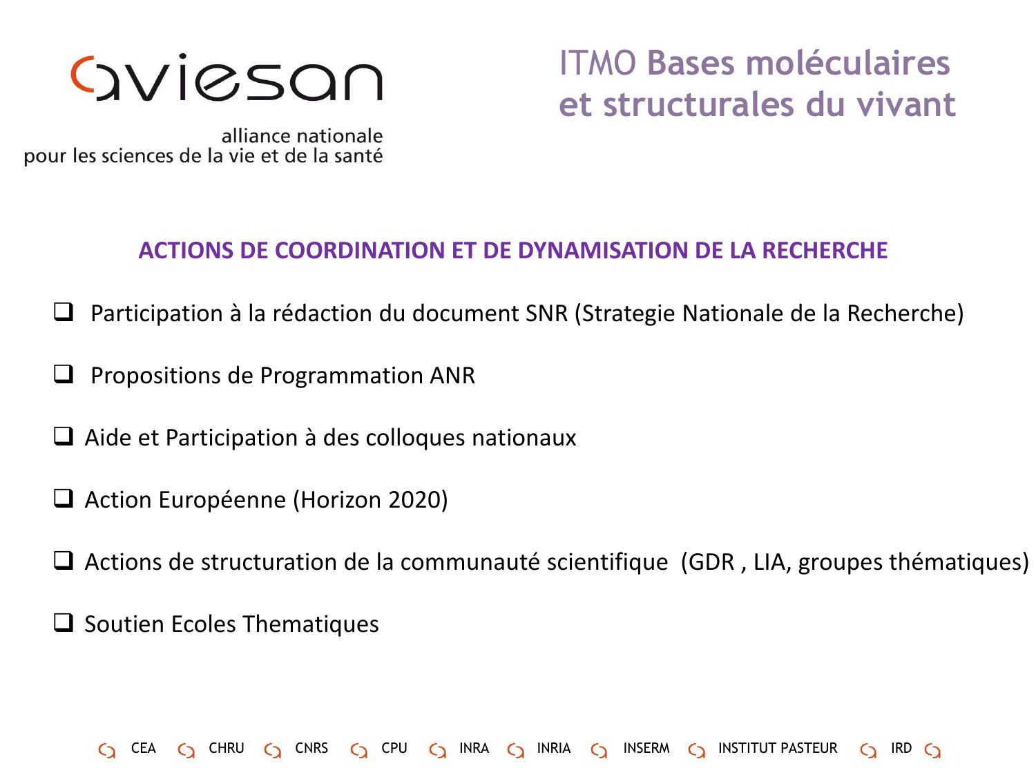aviesan

alliance nationale
pour les sciences de la vie et de la santé

# ITMO Bases moléculaires et structurales du vivant

## ACTIONS DE COORDINATION ET DE DYNAMISATION DE LA RECHERCHE

- Participation à la rédaction du document SNR (Strategie Nationale de la Recherche)
- Propositions de Programmation ANR
- Aide et Participation à des colloques nationaux
- Action Européenne (Horizon 2020)
- Actions de structuration de la communauté scientifique (GDR , LIA, groupes thématiques)
- Soutien Ecoles Thematiques

CEA · CHRU · CNRS · CPU · INRA · INRIA · INSERM · INSTITUT PASTEUR · IRD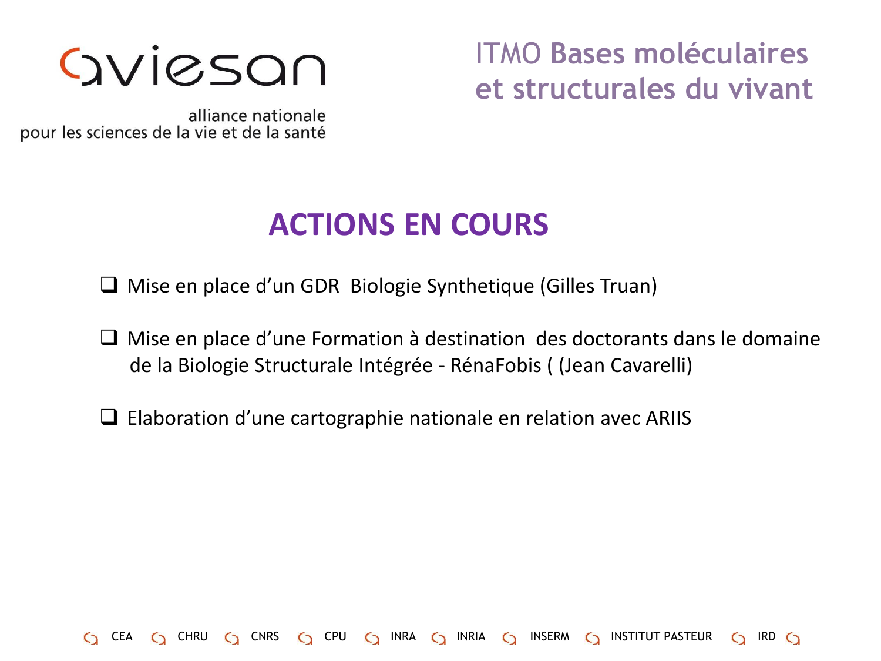aviesan

alliance nationale
pour les sciences de la vie et de la santé

ITMO **Bases moléculaires et structurales du vivant**

# ACTIONS EN COURS

- Mise en place d'un GDR  Biologie Synthetique (Gilles Truan)
- Mise en place d'une Formation à destination  des doctorants dans le domaine de la Biologie Structurale Intégrée - RénaFobis ( (Jean Cavarelli)
- Elaboration d'une cartographie nationale en relation avec ARIIS

CEA · CHRU · CNRS · CPU · INRA · INRIA · INSERM · INSTITUT PASTEUR · IRD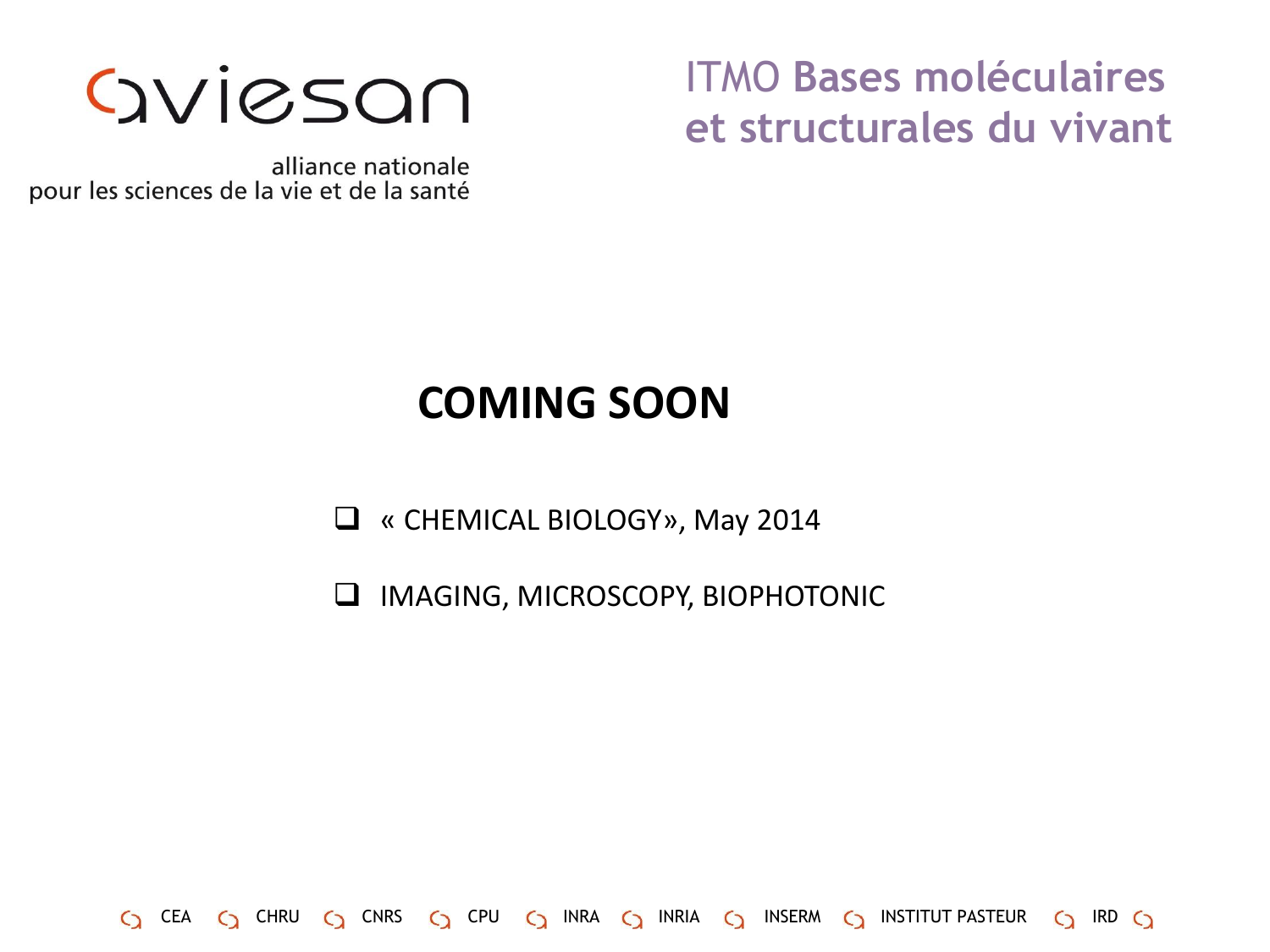aviesan

alliance nationale
pour les sciences de la vie et de la santé

ITMO **Bases moléculaires et structurales du vivant**

# COMING SOON

- « CHEMICAL BIOLOGY», May 2014
- IMAGING, MICROSCOPY, BIOPHOTONIC

CEA · CHRU · CNRS · CPU · INRA · INRIA · INSERM · INSTITUT PASTEUR · IRD